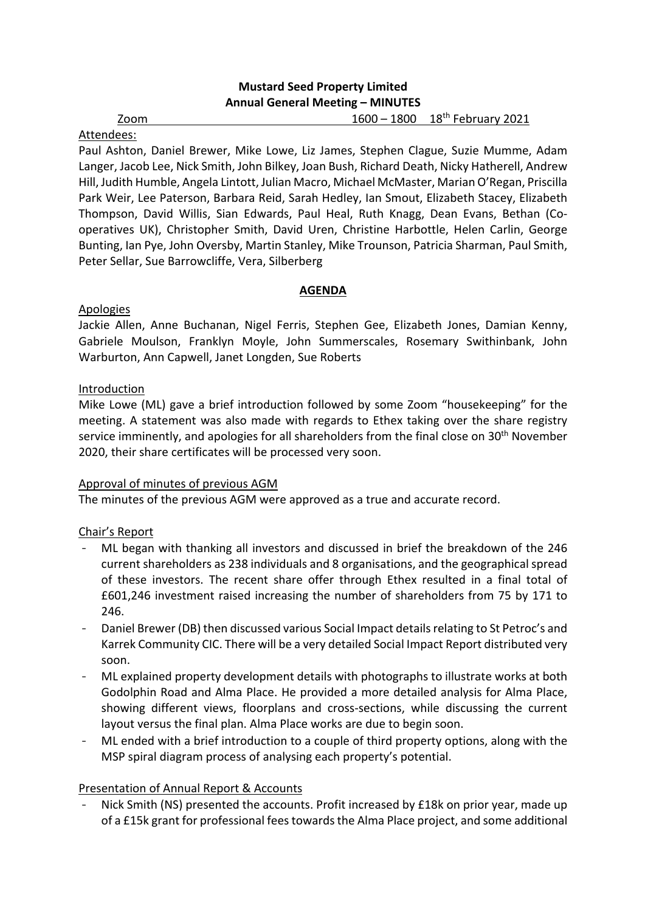**Mustard Seed Property Limited**
**Annual General Meeting – MINUTES**

Zoom 1600 – 1800 18th February 2021

Attendees:

Paul Ashton, Daniel Brewer, Mike Lowe, Liz James, Stephen Clague, Suzie Mumme, Adam Langer, Jacob Lee, Nick Smith, John Bilkey, Joan Bush, Richard Death, Nicky Hatherell, Andrew Hill, Judith Humble, Angela Lintott, Julian Macro, Michael McMaster, Marian O'Regan, Priscilla Park Weir, Lee Paterson, Barbara Reid, Sarah Hedley, Ian Smout, Elizabeth Stacey, Elizabeth Thompson, David Willis, Sian Edwards, Paul Heal, Ruth Knagg, Dean Evans, Bethan (Co-operatives UK), Christopher Smith, David Uren, Christine Harbottle, Helen Carlin, George Bunting, Ian Pye, John Oversby, Martin Stanley, Mike Trounson, Patricia Sharman, Paul Smith, Peter Sellar, Sue Barrowcliffe, Vera, Silberberg

**AGENDA**

Apologies

Jackie Allen, Anne Buchanan, Nigel Ferris, Stephen Gee, Elizabeth Jones, Damian Kenny, Gabriele Moulson, Franklyn Moyle, John Summerscales, Rosemary Swithinbank, John Warburton, Ann Capwell, Janet Longden, Sue Roberts

Introduction

Mike Lowe (ML) gave a brief introduction followed by some Zoom "housekeeping" for the meeting. A statement was also made with regards to Ethex taking over the share registry service imminently, and apologies for all shareholders from the final close on 30th November 2020, their share certificates will be processed very soon.

Approval of minutes of previous AGM

The minutes of the previous AGM were approved as a true and accurate record.

Chair's Report

- ML began with thanking all investors and discussed in brief the breakdown of the 246 current shareholders as 238 individuals and 8 organisations, and the geographical spread of these investors. The recent share offer through Ethex resulted in a final total of £601,246 investment raised increasing the number of shareholders from 75 by 171 to 246.
- Daniel Brewer (DB) then discussed various Social Impact details relating to St Petroc's and Karrek Community CIC. There will be a very detailed Social Impact Report distributed very soon.
- ML explained property development details with photographs to illustrate works at both Godolphin Road and Alma Place. He provided a more detailed analysis for Alma Place, showing different views, floorplans and cross-sections, while discussing the current layout versus the final plan. Alma Place works are due to begin soon.
- ML ended with a brief introduction to a couple of third property options, along with the MSP spiral diagram process of analysing each property's potential.

Presentation of Annual Report & Accounts

- Nick Smith (NS) presented the accounts. Profit increased by £18k on prior year, made up of a £15k grant for professional fees towards the Alma Place project, and some additional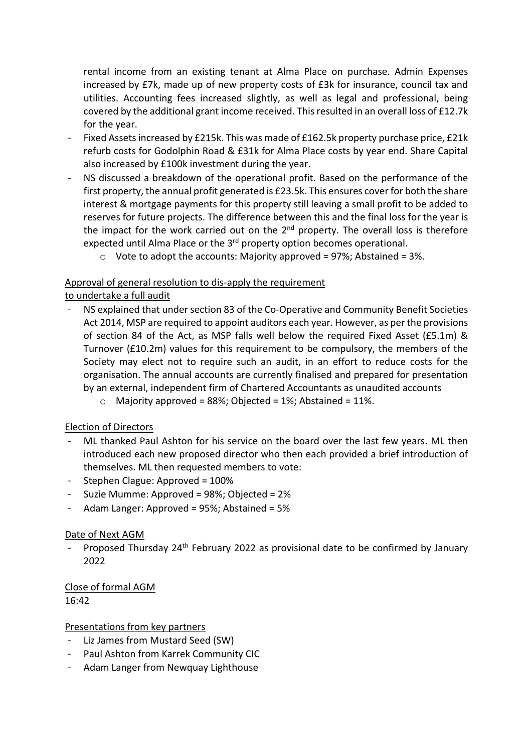rental income from an existing tenant at Alma Place on purchase. Admin Expenses increased by £7k, made up of new property costs of £3k for insurance, council tax and utilities. Accounting fees increased slightly, as well as legal and professional, being covered by the additional grant income received. This resulted in an overall loss of £12.7k for the year.

- Fixed Assets increased by £215k. This was made of £162.5k property purchase price, £21k refurb costs for Godolphin Road & £31k for Alma Place costs by year end. Share Capital also increased by £100k investment during the year.
- NS discussed a breakdown of the operational profit. Based on the performance of the first property, the annual profit generated is £23.5k. This ensures cover for both the share interest & mortgage payments for this property still leaving a small profit to be added to reserves for future projects. The difference between this and the final loss for the year is the impact for the work carried out on the 2nd property. The overall loss is therefore expected until Alma Place or the 3rd property option becomes operational.
    - Vote to adopt the accounts: Majority approved = 97%; Abstained = 3%.

Approval of general resolution to dis-apply the requirement to undertake a full audit

- NS explained that under section 83 of the Co-Operative and Community Benefit Societies Act 2014, MSP are required to appoint auditors each year. However, as per the provisions of section 84 of the Act, as MSP falls well below the required Fixed Asset (£5.1m) & Turnover (£10.2m) values for this requirement to be compulsory, the members of the Society may elect not to require such an audit, in an effort to reduce costs for the organisation. The annual accounts are currently finalised and prepared for presentation by an external, independent firm of Chartered Accountants as unaudited accounts
    - Majority approved = 88%; Objected = 1%; Abstained = 11%.

Election of Directors

- ML thanked Paul Ashton for his service on the board over the last few years. ML then introduced each new proposed director who then each provided a brief introduction of themselves. ML then requested members to vote:
- Stephen Clague: Approved = 100%
- Suzie Mumme: Approved = 98%; Objected = 2%
- Adam Langer: Approved = 95%; Abstained = 5%

Date of Next AGM

- Proposed Thursday 24th February 2022 as provisional date to be confirmed by January 2022

Close of formal AGM
16:42

Presentations from key partners

- Liz James from Mustard Seed (SW)
- Paul Ashton from Karrek Community CIC
- Adam Langer from Newquay Lighthouse